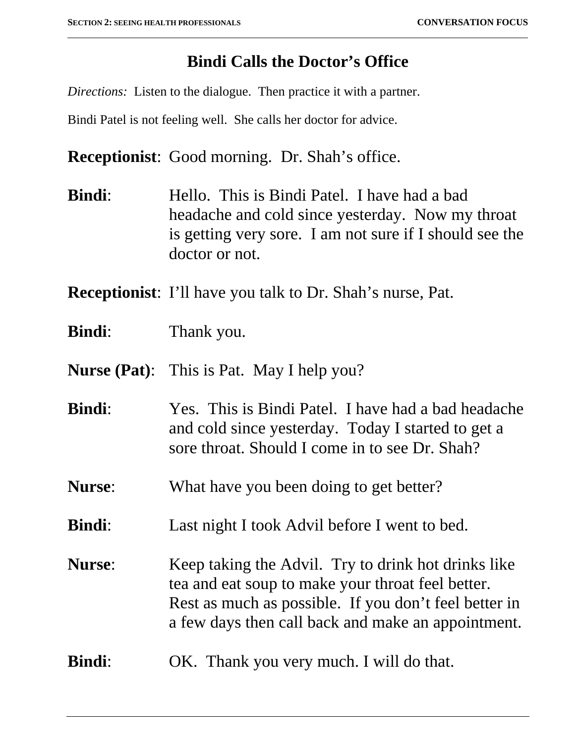# Bindi Calls the Doctor's Office

*Directions:* Listen to the dialogue. Then practice it with a partner.

Bindi Patel is not feeling well. She calls her doctor for advice.

**Receptionist**: Good morning. Dr. Shah's office.

**Bindi**: Hello. This is Bindi Patel. I have had a bad headache and cold since yesterday. Now my throat is getting very sore. I am not sure if I should see the doctor or not.

**Receptionist**: I'll have you talk to Dr. Shah's nurse, Pat.

**Bindi**: Thank you.

**Nurse (Pat)**: This is Pat. May I help you?

**Bindi**: Yes. This is Bindi Patel. I have had a bad headache and cold since yesterday. Today I started to get a sore throat. Should I come in to see Dr. Shah?

**Nurse**: What have you been doing to get better?

**Bindi**: Last night I took Advil before I went to bed.

**Nurse**: Keep taking the Advil. Try to drink hot drinks like tea and eat soup to make your throat feel better. Rest as much as possible. If you don't feel better in a few days then call back and make an appointment.

**Bindi**: OK. Thank you very much. I will do that.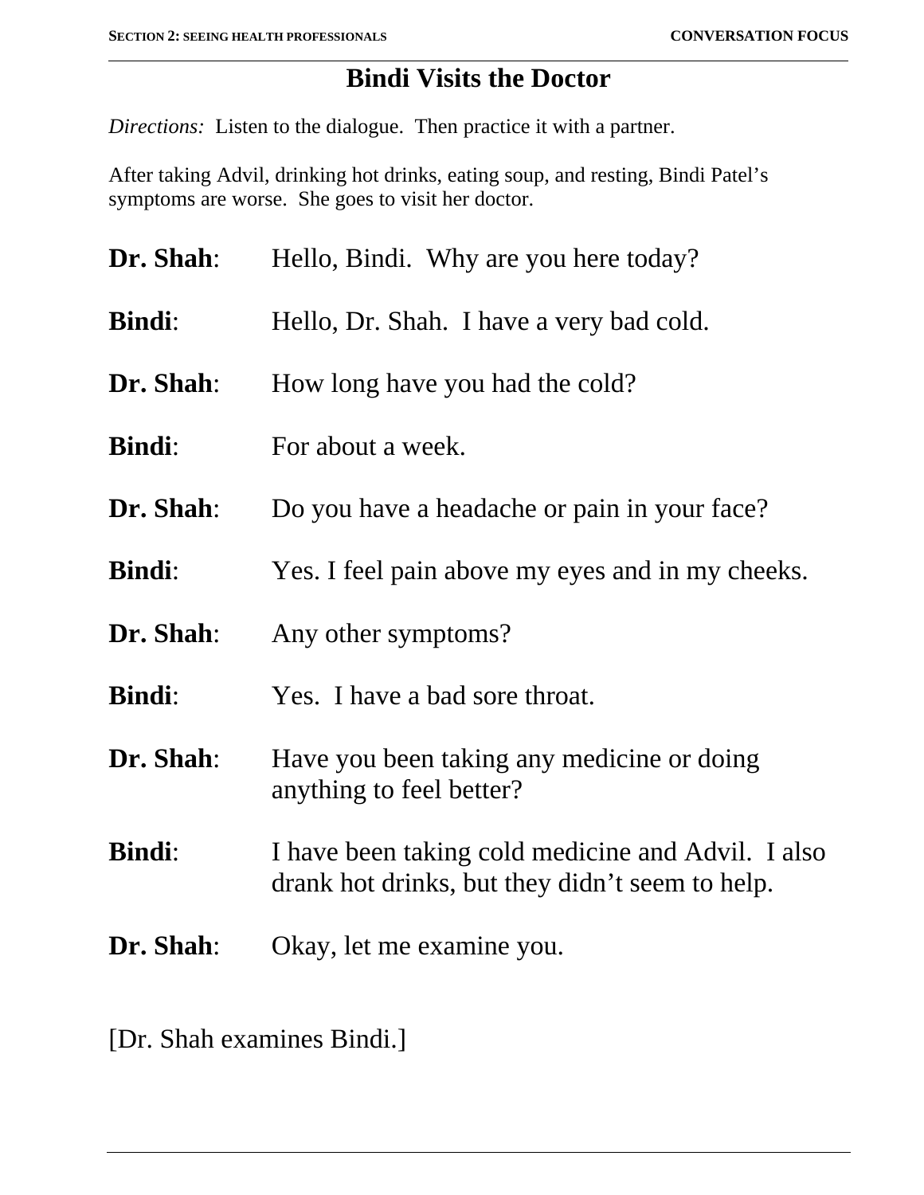# Bindi Visits the Doctor

*Directions:* Listen to the dialogue. Then practice it with a partner.

After taking Advil, drinking hot drinks, eating soup, and resting, Bindi Patel's symptoms are worse. She goes to visit her doctor.

**Dr. Shah**: Hello, Bindi. Why are you here today?

**Bindi**: Hello, Dr. Shah. I have a very bad cold.

**Dr. Shah**: How long have you had the cold?

**Bindi**: For about a week.

**Dr. Shah**: Do you have a headache or pain in your face?

**Bindi**: Yes. I feel pain above my eyes and in my cheeks.

**Dr. Shah**: Any other symptoms?

**Bindi**: Yes. I have a bad sore throat.

**Dr. Shah**: Have you been taking any medicine or doing anything to feel better?

**Bindi**: I have been taking cold medicine and Advil. I also drank hot drinks, but they didn't seem to help.

**Dr. Shah**: Okay, let me examine you.

[Dr. Shah examines Bindi.]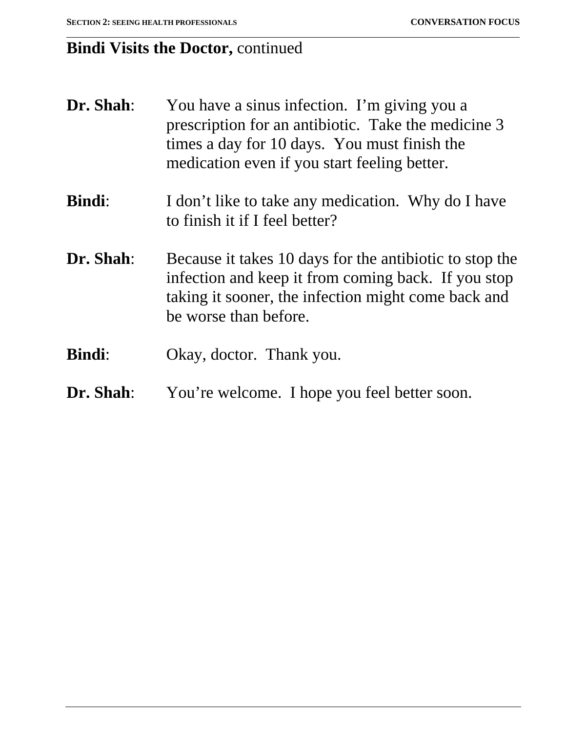## **Bindi Visits the Doctor,** continued

**Dr. Shah**: You have a sinus infection. I'm giving you a prescription for an antibiotic. Take the medicine 3 times a day for 10 days. You must finish the medication even if you start feeling better.

**Bindi**: I don't like to take any medication. Why do I have to finish it if I feel better?

**Dr. Shah**: Because it takes 10 days for the antibiotic to stop the infection and keep it from coming back. If you stop taking it sooner, the infection might come back and be worse than before.

**Bindi**: Okay, doctor. Thank you.

**Dr. Shah**: You're welcome. I hope you feel better soon.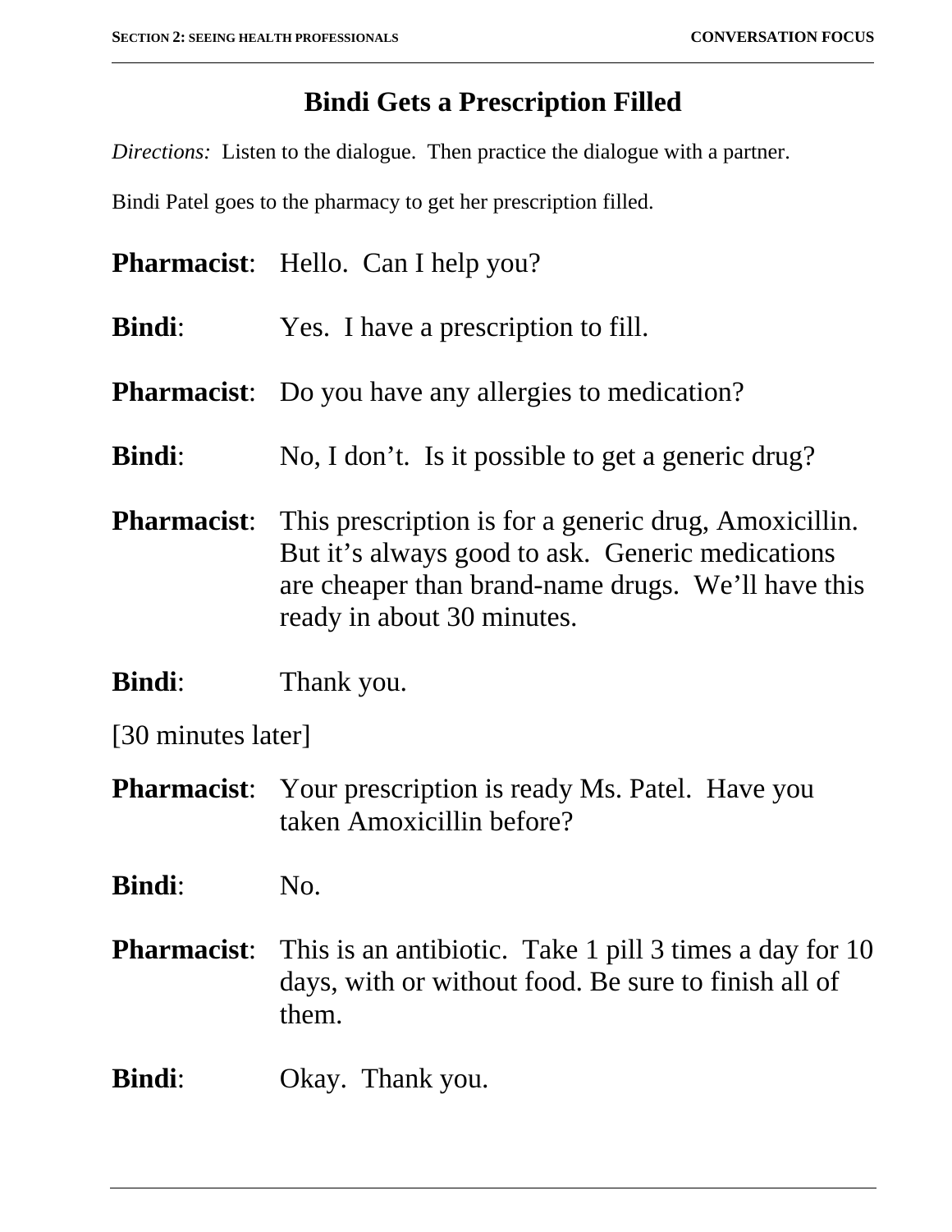# Bindi Gets a Prescription Filled

*Directions:* Listen to the dialogue. Then practice the dialogue with a partner.

Bindi Patel goes to the pharmacy to get her prescription filled.

**Pharmacist**: Hello. Can I help you?

**Bindi**: Yes. I have a prescription to fill.

**Pharmacist**: Do you have any allergies to medication?

**Bindi**: No, I don't. Is it possible to get a generic drug?

**Pharmacist**: This prescription is for a generic drug, Amoxicillin. But it's always good to ask. Generic medications are cheaper than brand-name drugs. We'll have this ready in about 30 minutes.

**Bindi**: Thank you.

[30 minutes later]

**Pharmacist**: Your prescription is ready Ms. Patel. Have you taken Amoxicillin before?

**Bindi**: No.

**Pharmacist**: This is an antibiotic. Take 1 pill 3 times a day for 10 days, with or without food. Be sure to finish all of them.

**Bindi**: Okay. Thank you.